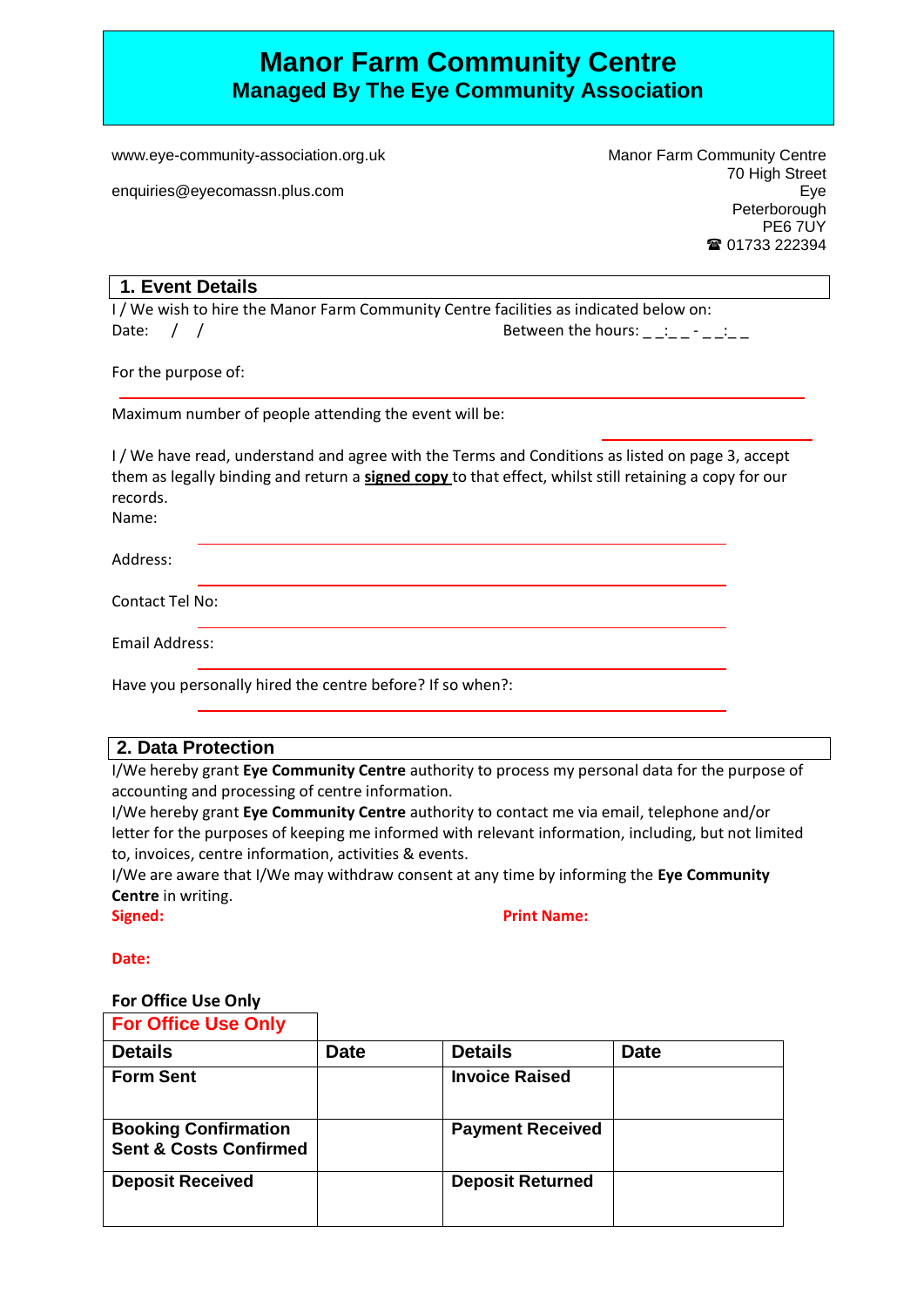# Manor Farm Community Centre
## Managed By The Eye Community Association

www.eye-community-association.org.uk

enquiries@eyecomassn.plus.com

Manor Farm Community Centre
70 High Street
Eye
Peterborough
PE6 7UY
☎ 01733 222394

### 1. Event Details

I / We wish to hire the Manor Farm Community Centre facilities as indicated below on:

Date: / / Between the hours: _ _:_ _ - _ _:_ _

For the purpose of:

Maximum number of people attending the event will be:

I / We have read, understand and agree with the Terms and Conditions as listed on page 3, accept them as legally binding and return a **signed copy** to that effect, whilst still retaining a copy for our records.

Name:

Address:

Contact Tel No:

Email Address:

Have you personally hired the centre before? If so when?:

### 2. Data Protection

I/We hereby grant **Eye Community Centre** authority to process my personal data for the purpose of accounting and processing of centre information.

I/We hereby grant **Eye Community Centre** authority to contact me via email, telephone and/or letter for the purposes of keeping me informed with relevant information, including, but not limited to, invoices, centre information, activities & events.

I/We are aware that I/We may withdraw consent at any time by informing the **Eye Community Centre** in writing.

**Signed:** **Print Name:**

**Date:**

**For Office Use Only**

**For Office Use Only**

| Details | Date | Details | Date |
|---|---|---|---|
| **Form Sent** | | **Invoice Raised** | |
| **Booking Confirmation Sent & Costs Confirmed** | | **Payment Received** | |
| **Deposit Received** | | **Deposit Returned** | |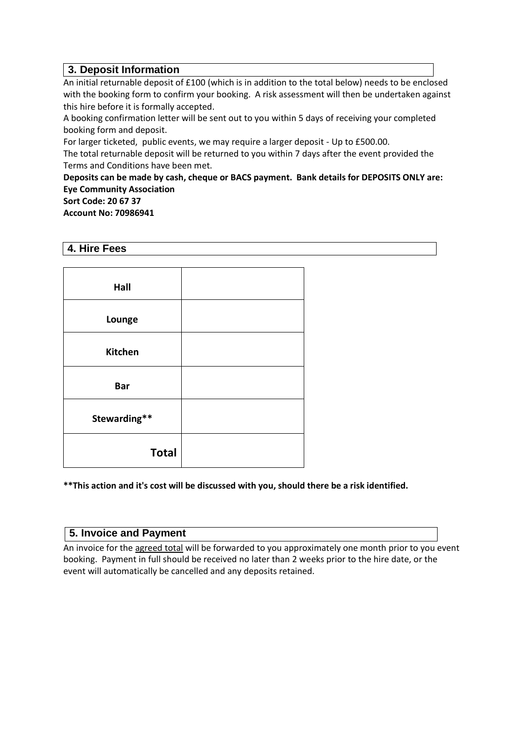## 3. Deposit Information

An initial returnable deposit of £100 (which is in addition to the total below) needs to be enclosed with the booking form to confirm your booking. A risk assessment will then be undertaken against this hire before it is formally accepted.

A booking confirmation letter will be sent out to you within 5 days of receiving your completed booking form and deposit.

For larger ticketed, public events, we may require a larger deposit - Up to £500.00.

The total returnable deposit will be returned to you within 7 days after the event provided the Terms and Conditions have been met.

**Deposits can be made by cash, cheque or BACS payment. Bank details for DEPOSITS ONLY are:**
**Eye Community Association**
**Sort Code: 20 67 37**
**Account No: 70986941**

## 4. Hire Fees

| | |
|---|---|
| **Hall** | |
| **Lounge** | |
| **Kitchen** | |
| **Bar** | |
| **Stewarding**** | |
| **Total** | |

**\*\*This action and it's cost will be discussed with you, should there be a risk identified.**

## 5. Invoice and Payment

An invoice for the agreed total will be forwarded to you approximately one month prior to you event booking. Payment in full should be received no later than 2 weeks prior to the hire date, or the event will automatically be cancelled and any deposits retained.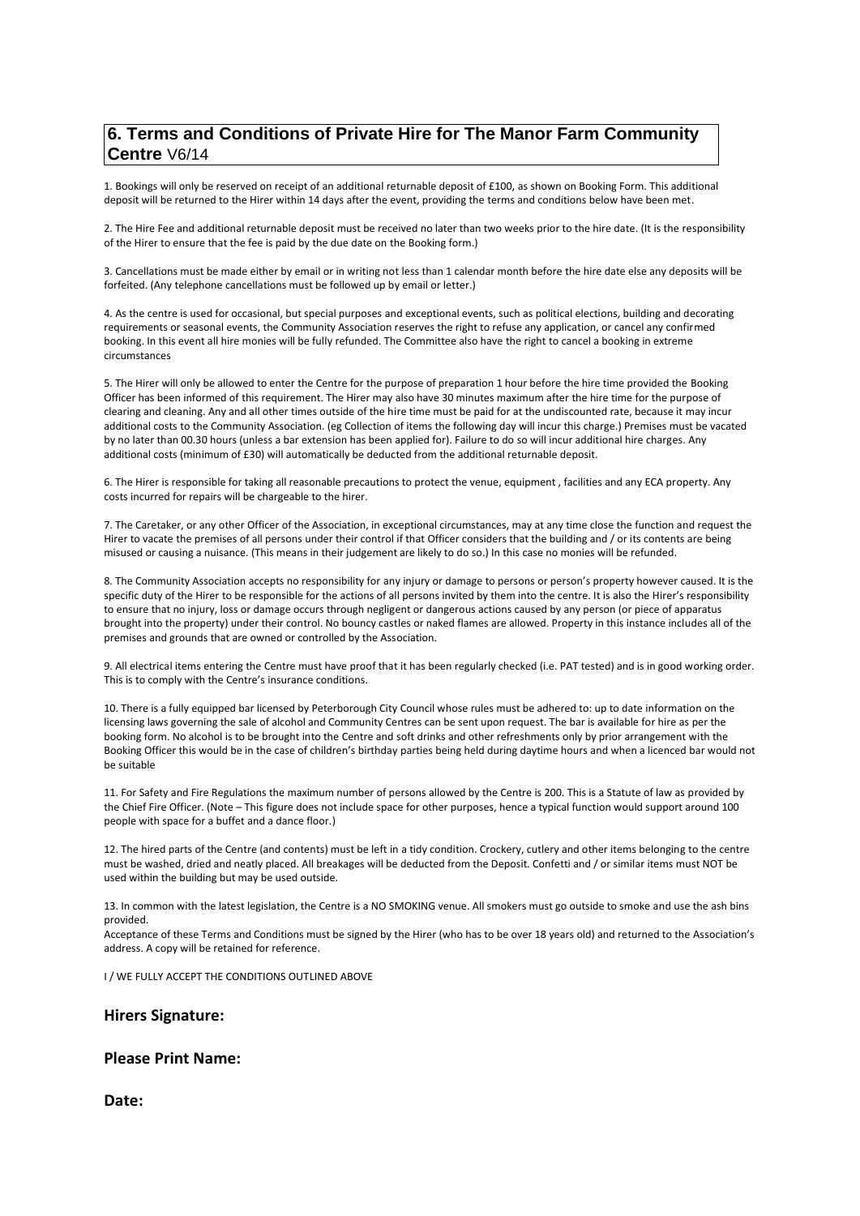## 6. Terms and Conditions of Private Hire for The Manor Farm Community Centre V6/14

1. Bookings will only be reserved on receipt of an additional returnable deposit of £100, as shown on Booking Form. This additional deposit will be returned to the Hirer within 14 days after the event, providing the terms and conditions below have been met.

2. The Hire Fee and additional returnable deposit must be received no later than two weeks prior to the hire date. (It is the responsibility of the Hirer to ensure that the fee is paid by the due date on the Booking form.)

3. Cancellations must be made either by email or in writing not less than 1 calendar month before the hire date else any deposits will be forfeited. (Any telephone cancellations must be followed up by email or letter.)

4. As the centre is used for occasional, but special purposes and exceptional events, such as political elections, building and decorating requirements or seasonal events, the Community Association reserves the right to refuse any application, or cancel any confirmed booking. In this event all hire monies will be fully refunded. The Committee also have the right to cancel a booking in extreme circumstances

5. The Hirer will only be allowed to enter the Centre for the purpose of preparation 1 hour before the hire time provided the Booking Officer has been informed of this requirement. The Hirer may also have 30 minutes maximum after the hire time for the purpose of clearing and cleaning. Any and all other times outside of the hire time must be paid for at the undiscounted rate, because it may incur additional costs to the Community Association. (eg Collection of items the following day will incur this charge.) Premises must be vacated by no later than 00.30 hours (unless a bar extension has been applied for). Failure to do so will incur additional hire charges. Any additional costs (minimum of £30) will automatically be deducted from the additional returnable deposit.

6. The Hirer is responsible for taking all reasonable precautions to protect the venue, equipment , facilities and any ECA property. Any costs incurred for repairs will be chargeable to the hirer.

7. The Caretaker, or any other Officer of the Association, in exceptional circumstances, may at any time close the function and request the Hirer to vacate the premises of all persons under their control if that Officer considers that the building and / or its contents are being misused or causing a nuisance. (This means in their judgement are likely to do so.) In this case no monies will be refunded.

8. The Community Association accepts no responsibility for any injury or damage to persons or person's property however caused. It is the specific duty of the Hirer to be responsible for the actions of all persons invited by them into the centre. It is also the Hirer's responsibility to ensure that no injury, loss or damage occurs through negligent or dangerous actions caused by any person (or piece of apparatus brought into the property) under their control. No bouncy castles or naked flames are allowed. Property in this instance includes all of the premises and grounds that are owned or controlled by the Association.

9. All electrical items entering the Centre must have proof that it has been regularly checked (i.e. PAT tested) and is in good working order. This is to comply with the Centre's insurance conditions.

10. There is a fully equipped bar licensed by Peterborough City Council whose rules must be adhered to: up to date information on the licensing laws governing the sale of alcohol and Community Centres can be sent upon request. The bar is available for hire as per the booking form. No alcohol is to be brought into the Centre and soft drinks and other refreshments only by prior arrangement with the Booking Officer this would be in the case of children's birthday parties being held during daytime hours and when a licenced bar would not be suitable

11. For Safety and Fire Regulations the maximum number of persons allowed by the Centre is 200. This is a Statute of law as provided by the Chief Fire Officer. (Note – This figure does not include space for other purposes, hence a typical function would support around 100 people with space for a buffet and a dance floor.)

12. The hired parts of the Centre (and contents) must be left in a tidy condition. Crockery, cutlery and other items belonging to the centre must be washed, dried and neatly placed. All breakages will be deducted from the Deposit. Confetti and / or similar items must NOT be used within the building but may be used outside.

13. In common with the latest legislation, the Centre is a NO SMOKING venue. All smokers must go outside to smoke and use the ash bins provided.

Acceptance of these Terms and Conditions must be signed by the Hirer (who has to be over 18 years old) and returned to the Association's address. A copy will be retained for reference.

I / WE FULLY ACCEPT THE CONDITIONS OUTLINED ABOVE

**Hirers Signature:**

**Please Print Name:**

**Date:**